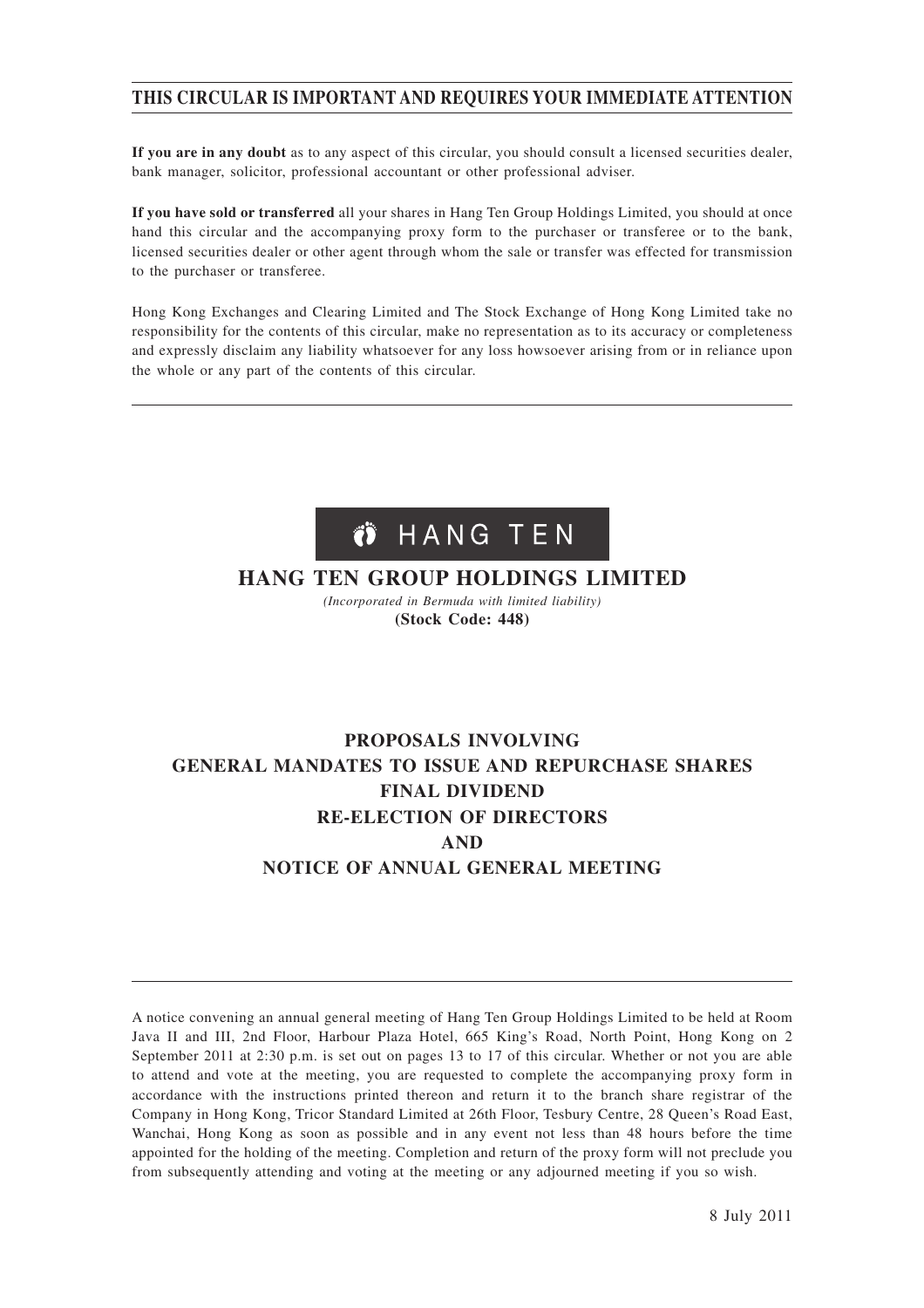**THIS CIRCULAR IS IMPORTANT AND REQUIRES YOUR IMMEDIATE ATTENTION**

**If you are in any doubt** as to any aspect of this circular, you should consult a licensed securities dealer, bank manager, solicitor, professional accountant or other professional adviser.

**If you have sold or transferred** all your shares in Hang Ten Group Holdings Limited, you should at once hand this circular and the accompanying proxy form to the purchaser or transferee or to the bank, licensed securities dealer or other agent through whom the sale or transfer was effected for transmission to the purchaser or transferee.

Hong Kong Exchanges and Clearing Limited and The Stock Exchange of Hong Kong Limited take no responsibility for the contents of this circular, make no representation as to its accuracy or completeness and expressly disclaim any liability whatsoever for any loss howsoever arising from or in reliance upon the whole or any part of the contents of this circular.

HANG TEN

# HANG TEN GROUP HOLDINGS LIMITED

*(Incorporated in Bermuda with limited liability)*

**(Stock Code: 448)**

# PROPOSALS INVOLVING GENERAL MANDATES TO ISSUE AND REPURCHASE SHARES FINAL DIVIDEND RE-ELECTION OF DIRECTORS AND NOTICE OF ANNUAL GENERAL MEETING

A notice convening an annual general meeting of Hang Ten Group Holdings Limited to be held at Room Java II and III, 2nd Floor, Harbour Plaza Hotel, 665 King's Road, North Point, Hong Kong on 2 September 2011 at 2:30 p.m. is set out on pages 13 to 17 of this circular. Whether or not you are able to attend and vote at the meeting, you are requested to complete the accompanying proxy form in accordance with the instructions printed thereon and return it to the branch share registrar of the Company in Hong Kong, Tricor Standard Limited at 26th Floor, Tesbury Centre, 28 Queen's Road East, Wanchai, Hong Kong as soon as possible and in any event not less than 48 hours before the time appointed for the holding of the meeting. Completion and return of the proxy form will not preclude you from subsequently attending and voting at the meeting or any adjourned meeting if you so wish.

8 July 2011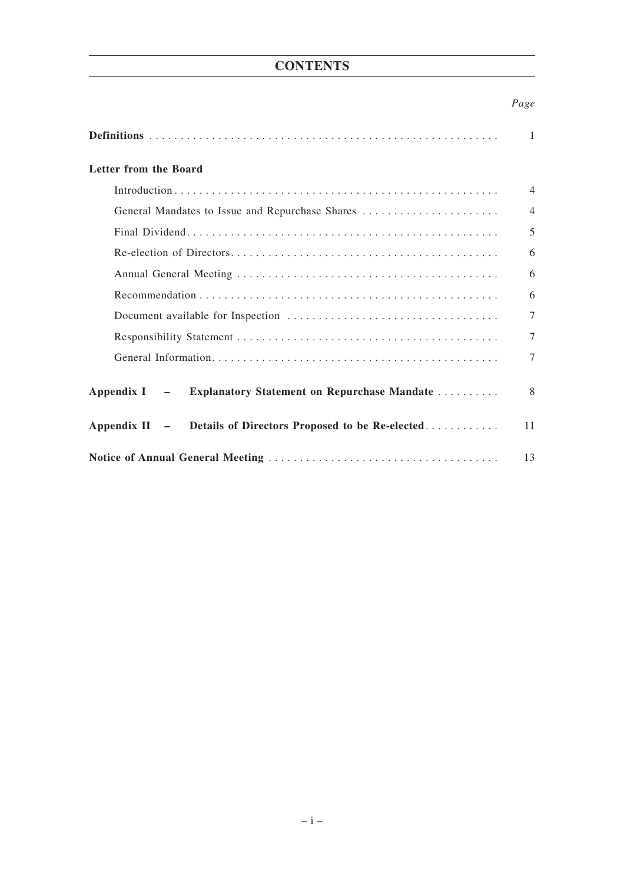# CONTENTS

| | *Page* |
|---|---|
| **Definitions** | 1 |
| **Letter from the Board** | |
| Introduction | 4 |
| General Mandates to Issue and Repurchase Shares | 4 |
| Final Dividend | 5 |
| Re-election of Directors | 6 |
| Annual General Meeting | 6 |
| Recommendation | 6 |
| Document available for Inspection | 7 |
| Responsibility Statement | 7 |
| General Information | 7 |
| **Appendix I – Explanatory Statement on Repurchase Mandate** | 8 |
| **Appendix II – Details of Directors Proposed to be Re-elected** | 11 |
| **Notice of Annual General Meeting** | 13 |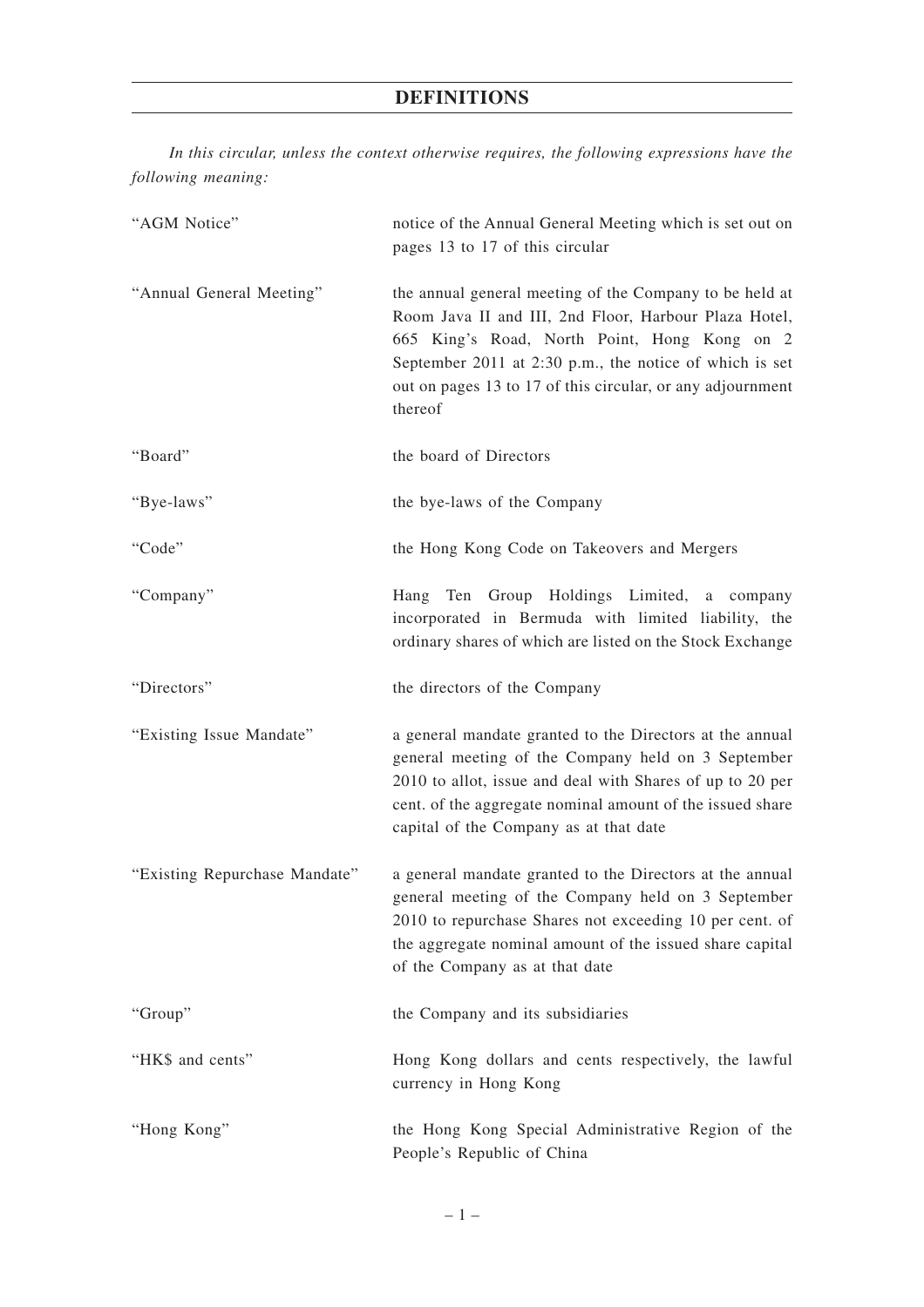# DEFINITIONS

*In this circular, unless the context otherwise requires, the following expressions have the following meaning:*

| | |
|---|---|
| "AGM Notice" | notice of the Annual General Meeting which is set out on pages 13 to 17 of this circular |
| "Annual General Meeting" | the annual general meeting of the Company to be held at Room Java II and III, 2nd Floor, Harbour Plaza Hotel, 665 King's Road, North Point, Hong Kong on 2 September 2011 at 2:30 p.m., the notice of which is set out on pages 13 to 17 of this circular, or any adjournment thereof |
| "Board" | the board of Directors |
| "Bye-laws" | the bye-laws of the Company |
| "Code" | the Hong Kong Code on Takeovers and Mergers |
| "Company" | Hang Ten Group Holdings Limited, a company incorporated in Bermuda with limited liability, the ordinary shares of which are listed on the Stock Exchange |
| "Directors" | the directors of the Company |
| "Existing Issue Mandate" | a general mandate granted to the Directors at the annual general meeting of the Company held on 3 September 2010 to allot, issue and deal with Shares of up to 20 per cent. of the aggregate nominal amount of the issued share capital of the Company as at that date |
| "Existing Repurchase Mandate" | a general mandate granted to the Directors at the annual general meeting of the Company held on 3 September 2010 to repurchase Shares not exceeding 10 per cent. of the aggregate nominal amount of the issued share capital of the Company as at that date |
| "Group" | the Company and its subsidiaries |
| "HK$ and cents" | Hong Kong dollars and cents respectively, the lawful currency in Hong Kong |
| "Hong Kong" | the Hong Kong Special Administrative Region of the People's Republic of China |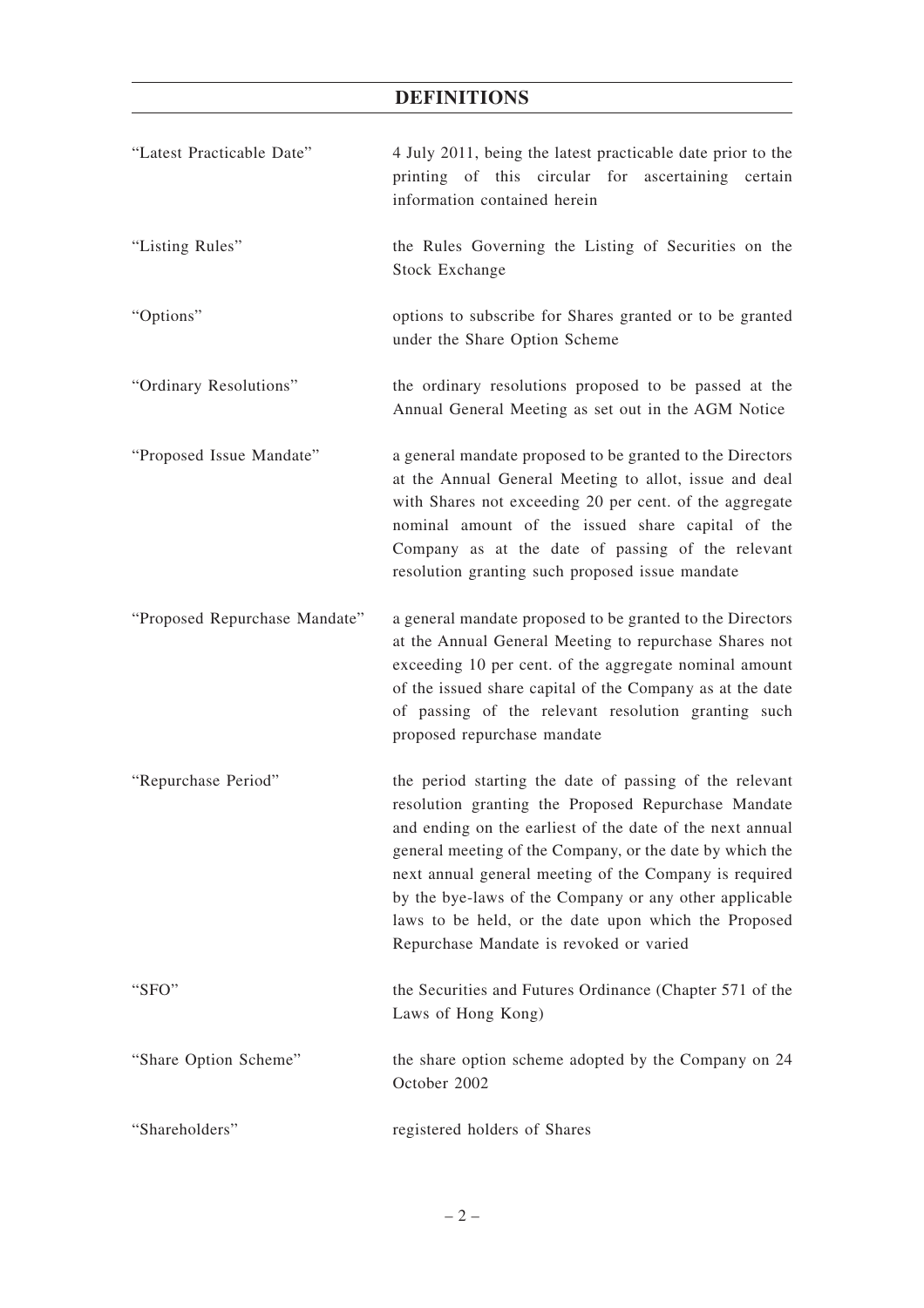## DEFINITIONS

| | |
|---|---|
| "Latest Practicable Date" | 4 July 2011, being the latest practicable date prior to the printing of this circular for ascertaining certain information contained herein |
| "Listing Rules" | the Rules Governing the Listing of Securities on the Stock Exchange |
| "Options" | options to subscribe for Shares granted or to be granted under the Share Option Scheme |
| "Ordinary Resolutions" | the ordinary resolutions proposed to be passed at the Annual General Meeting as set out in the AGM Notice |
| "Proposed Issue Mandate" | a general mandate proposed to be granted to the Directors at the Annual General Meeting to allot, issue and deal with Shares not exceeding 20 per cent. of the aggregate nominal amount of the issued share capital of the Company as at the date of passing of the relevant resolution granting such proposed issue mandate |
| "Proposed Repurchase Mandate" | a general mandate proposed to be granted to the Directors at the Annual General Meeting to repurchase Shares not exceeding 10 per cent. of the aggregate nominal amount of the issued share capital of the Company as at the date of passing of the relevant resolution granting such proposed repurchase mandate |
| "Repurchase Period" | the period starting the date of passing of the relevant resolution granting the Proposed Repurchase Mandate and ending on the earliest of the date of the next annual general meeting of the Company, or the date by which the next annual general meeting of the Company is required by the bye-laws of the Company or any other applicable laws to be held, or the date upon which the Proposed Repurchase Mandate is revoked or varied |
| "SFO" | the Securities and Futures Ordinance (Chapter 571 of the Laws of Hong Kong) |
| "Share Option Scheme" | the share option scheme adopted by the Company on 24 October 2002 |
| "Shareholders" | registered holders of Shares |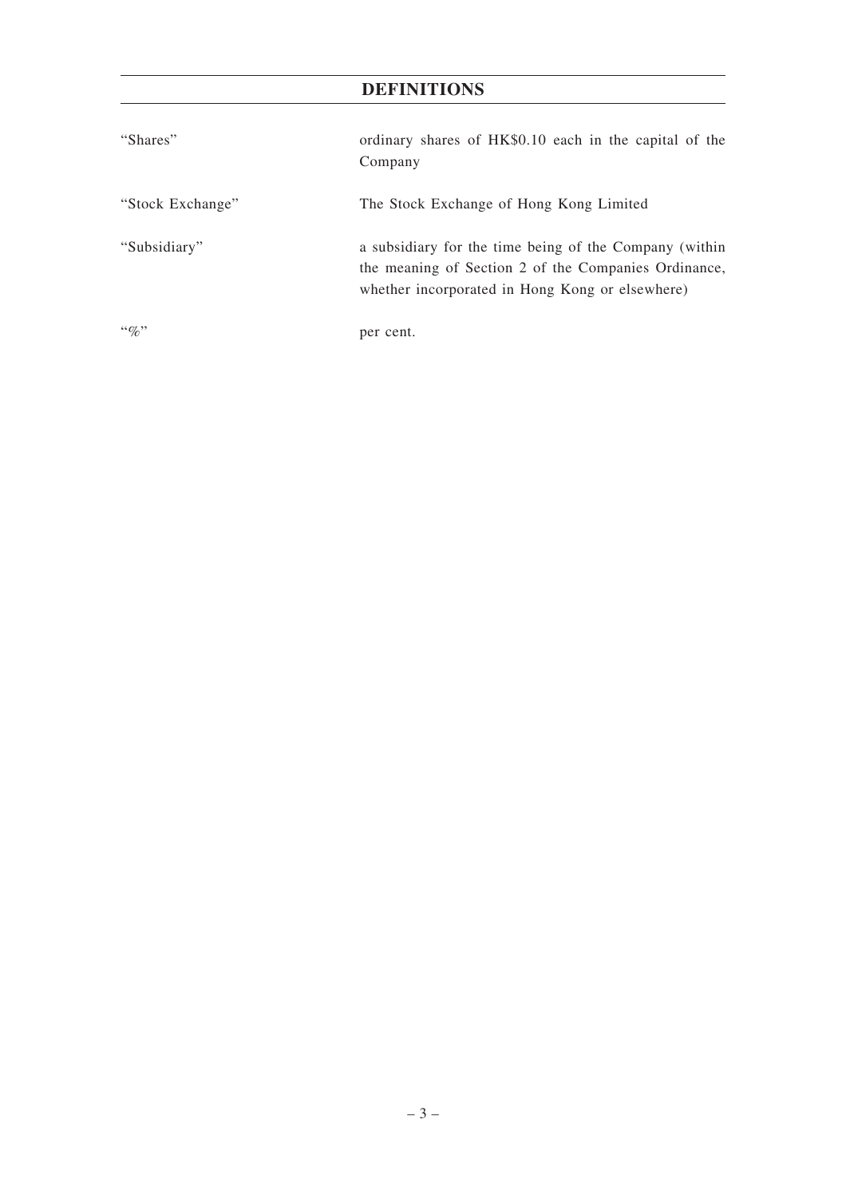# DEFINITIONS

| | |
|---|---|
| "Shares" | ordinary shares of HK$0.10 each in the capital of the Company |
| "Stock Exchange" | The Stock Exchange of Hong Kong Limited |
| "Subsidiary" | a subsidiary for the time being of the Company (within the meaning of Section 2 of the Companies Ordinance, whether incorporated in Hong Kong or elsewhere) |
| "%" | per cent. |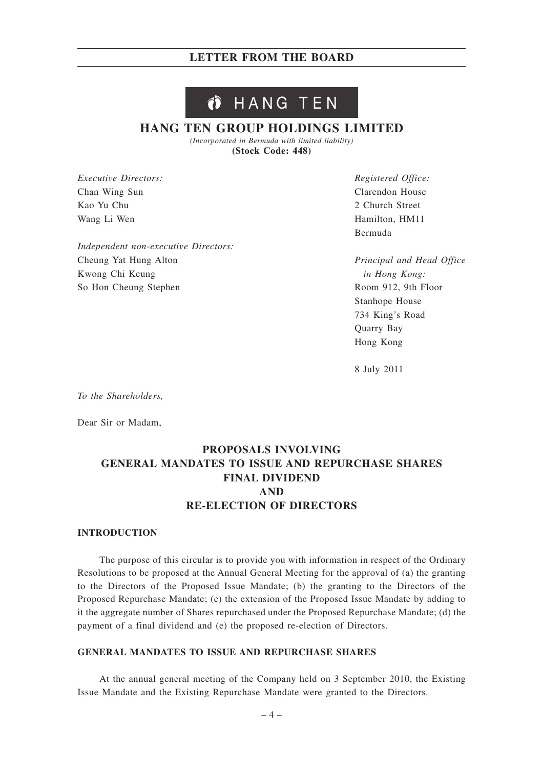# LETTER FROM THE BOARD

HANG TEN

## HANG TEN GROUP HOLDINGS LIMITED

*(Incorporated in Bermuda with limited liability)*
**(Stock Code: 448)**

*Executive Directors:*
Chan Wing Sun
Kao Yu Chu
Wang Li Wen

*Independent non-executive Directors:*
Cheung Yat Hung Alton
Kwong Chi Keung
So Hon Cheung Stephen

*Registered Office:*
Clarendon House
2 Church Street
Hamilton, HM11
Bermuda

*Principal and Head Office in Hong Kong:*
Room 912, 9th Floor
Stanhope House
734 King's Road
Quarry Bay
Hong Kong

8 July 2011

*To the Shareholders,*

Dear Sir or Madam,

## PROPOSALS INVOLVING GENERAL MANDATES TO ISSUE AND REPURCHASE SHARES FINAL DIVIDEND AND RE-ELECTION OF DIRECTORS

### INTRODUCTION

The purpose of this circular is to provide you with information in respect of the Ordinary Resolutions to be proposed at the Annual General Meeting for the approval of (a) the granting to the Directors of the Proposed Issue Mandate; (b) the granting to the Directors of the Proposed Repurchase Mandate; (c) the extension of the Proposed Issue Mandate by adding to it the aggregate number of Shares repurchased under the Proposed Repurchase Mandate; (d) the payment of a final dividend and (e) the proposed re-election of Directors.

### GENERAL MANDATES TO ISSUE AND REPURCHASE SHARES

At the annual general meeting of the Company held on 3 September 2010, the Existing Issue Mandate and the Existing Repurchase Mandate were granted to the Directors.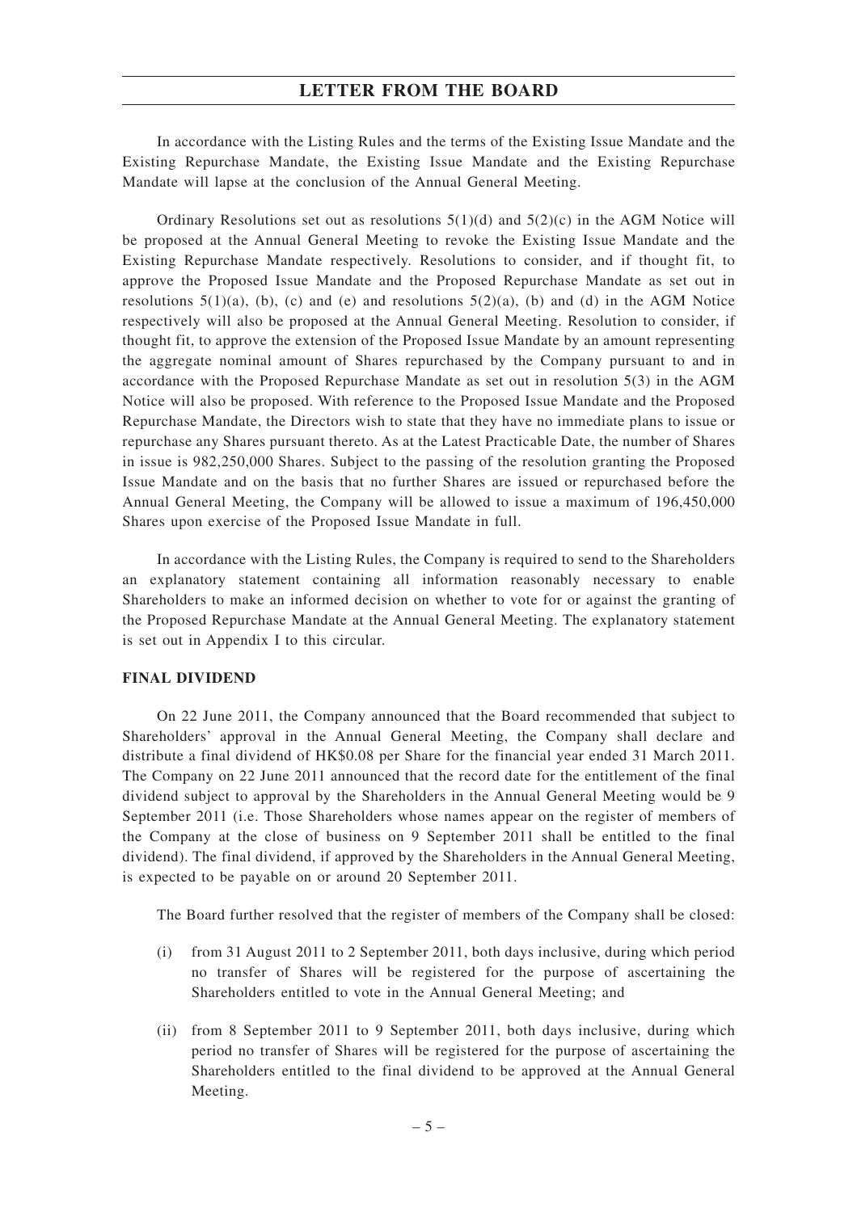In accordance with the Listing Rules and the terms of the Existing Issue Mandate and the Existing Repurchase Mandate, the Existing Issue Mandate and the Existing Repurchase Mandate will lapse at the conclusion of the Annual General Meeting.

Ordinary Resolutions set out as resolutions 5(1)(d) and 5(2)(c) in the AGM Notice will be proposed at the Annual General Meeting to revoke the Existing Issue Mandate and the Existing Repurchase Mandate respectively. Resolutions to consider, and if thought fit, to approve the Proposed Issue Mandate and the Proposed Repurchase Mandate as set out in resolutions 5(1)(a), (b), (c) and (e) and resolutions 5(2)(a), (b) and (d) in the AGM Notice respectively will also be proposed at the Annual General Meeting. Resolution to consider, if thought fit, to approve the extension of the Proposed Issue Mandate by an amount representing the aggregate nominal amount of Shares repurchased by the Company pursuant to and in accordance with the Proposed Repurchase Mandate as set out in resolution 5(3) in the AGM Notice will also be proposed. With reference to the Proposed Issue Mandate and the Proposed Repurchase Mandate, the Directors wish to state that they have no immediate plans to issue or repurchase any Shares pursuant thereto. As at the Latest Practicable Date, the number of Shares in issue is 982,250,000 Shares. Subject to the passing of the resolution granting the Proposed Issue Mandate and on the basis that no further Shares are issued or repurchased before the Annual General Meeting, the Company will be allowed to issue a maximum of 196,450,000 Shares upon exercise of the Proposed Issue Mandate in full.

In accordance with the Listing Rules, the Company is required to send to the Shareholders an explanatory statement containing all information reasonably necessary to enable Shareholders to make an informed decision on whether to vote for or against the granting of the Proposed Repurchase Mandate at the Annual General Meeting. The explanatory statement is set out in Appendix I to this circular.

## FINAL DIVIDEND

On 22 June 2011, the Company announced that the Board recommended that subject to Shareholders' approval in the Annual General Meeting, the Company shall declare and distribute a final dividend of HK$0.08 per Share for the financial year ended 31 March 2011. The Company on 22 June 2011 announced that the record date for the entitlement of the final dividend subject to approval by the Shareholders in the Annual General Meeting would be 9 September 2011 (i.e. Those Shareholders whose names appear on the register of members of the Company at the close of business on 9 September 2011 shall be entitled to the final dividend). The final dividend, if approved by the Shareholders in the Annual General Meeting, is expected to be payable on or around 20 September 2011.

The Board further resolved that the register of members of the Company shall be closed:

(i) from 31 August 2011 to 2 September 2011, both days inclusive, during which period no transfer of Shares will be registered for the purpose of ascertaining the Shareholders entitled to vote in the Annual General Meeting; and

(ii) from 8 September 2011 to 9 September 2011, both days inclusive, during which period no transfer of Shares will be registered for the purpose of ascertaining the Shareholders entitled to the final dividend to be approved at the Annual General Meeting.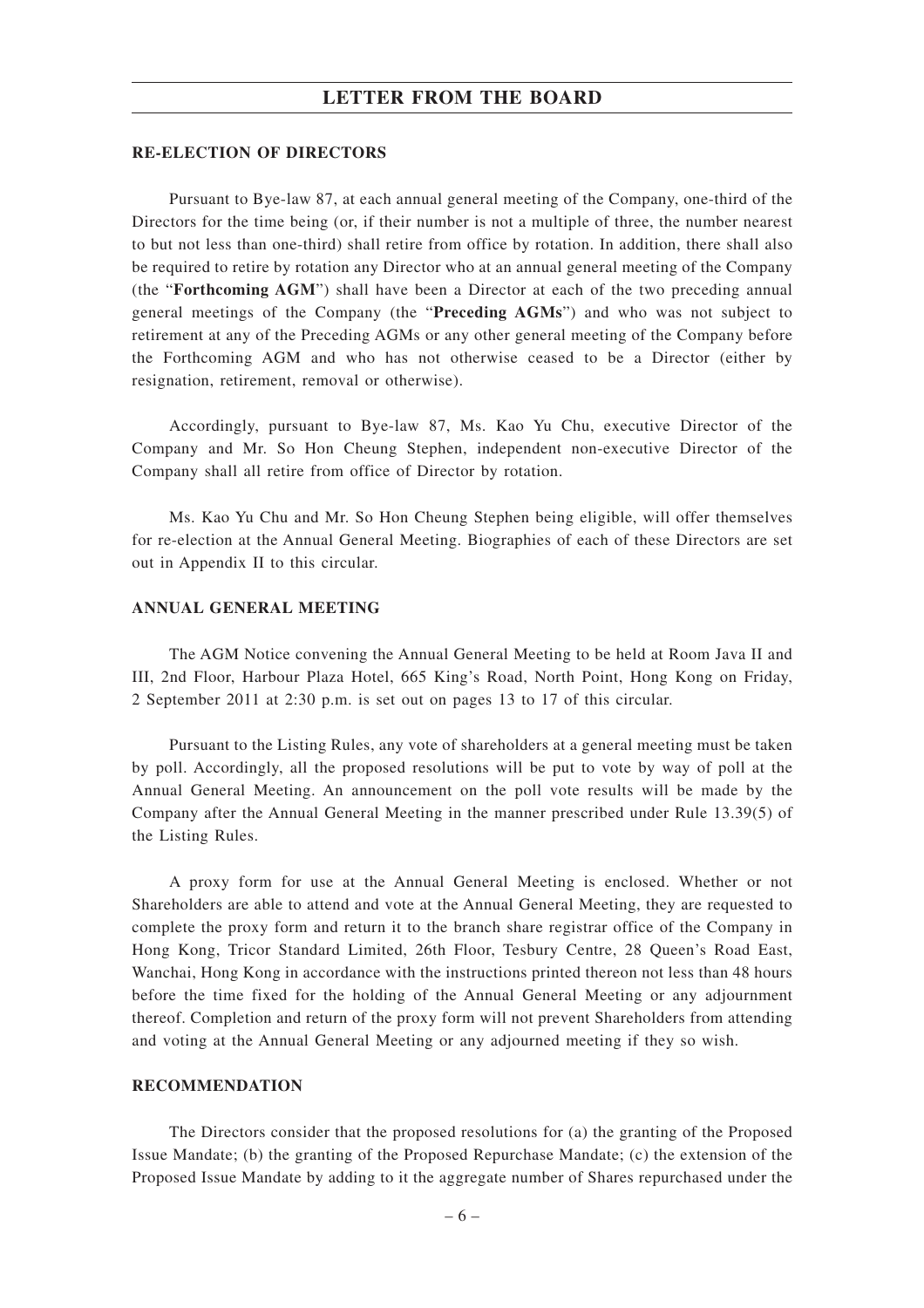## RE-ELECTION OF DIRECTORS

Pursuant to Bye-law 87, at each annual general meeting of the Company, one-third of the Directors for the time being (or, if their number is not a multiple of three, the number nearest to but not less than one-third) shall retire from office by rotation. In addition, there shall also be required to retire by rotation any Director who at an annual general meeting of the Company (the "**Forthcoming AGM**") shall have been a Director at each of the two preceding annual general meetings of the Company (the "**Preceding AGMs**") and who was not subject to retirement at any of the Preceding AGMs or any other general meeting of the Company before the Forthcoming AGM and who has not otherwise ceased to be a Director (either by resignation, retirement, removal or otherwise).

Accordingly, pursuant to Bye-law 87, Ms. Kao Yu Chu, executive Director of the Company and Mr. So Hon Cheung Stephen, independent non-executive Director of the Company shall all retire from office of Director by rotation.

Ms. Kao Yu Chu and Mr. So Hon Cheung Stephen being eligible, will offer themselves for re-election at the Annual General Meeting. Biographies of each of these Directors are set out in Appendix II to this circular.

## ANNUAL GENERAL MEETING

The AGM Notice convening the Annual General Meeting to be held at Room Java II and III, 2nd Floor, Harbour Plaza Hotel, 665 King's Road, North Point, Hong Kong on Friday, 2 September 2011 at 2:30 p.m. is set out on pages 13 to 17 of this circular.

Pursuant to the Listing Rules, any vote of shareholders at a general meeting must be taken by poll. Accordingly, all the proposed resolutions will be put to vote by way of poll at the Annual General Meeting. An announcement on the poll vote results will be made by the Company after the Annual General Meeting in the manner prescribed under Rule 13.39(5) of the Listing Rules.

A proxy form for use at the Annual General Meeting is enclosed. Whether or not Shareholders are able to attend and vote at the Annual General Meeting, they are requested to complete the proxy form and return it to the branch share registrar office of the Company in Hong Kong, Tricor Standard Limited, 26th Floor, Tesbury Centre, 28 Queen's Road East, Wanchai, Hong Kong in accordance with the instructions printed thereon not less than 48 hours before the time fixed for the holding of the Annual General Meeting or any adjournment thereof. Completion and return of the proxy form will not prevent Shareholders from attending and voting at the Annual General Meeting or any adjourned meeting if they so wish.

## RECOMMENDATION

The Directors consider that the proposed resolutions for (a) the granting of the Proposed Issue Mandate; (b) the granting of the Proposed Repurchase Mandate; (c) the extension of the Proposed Issue Mandate by adding to it the aggregate number of Shares repurchased under the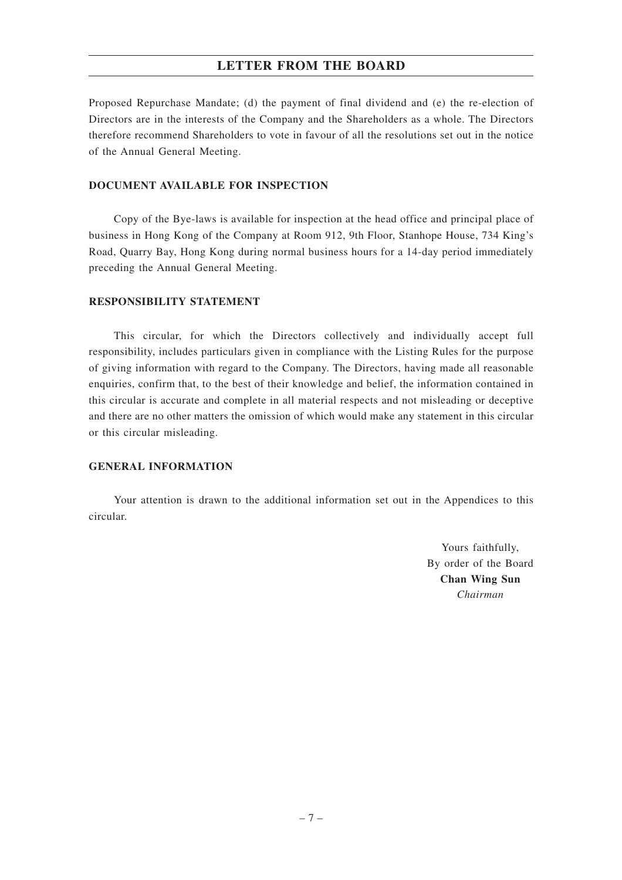Proposed Repurchase Mandate; (d) the payment of final dividend and (e) the re-election of Directors are in the interests of the Company and the Shareholders as a whole. The Directors therefore recommend Shareholders to vote in favour of all the resolutions set out in the notice of the Annual General Meeting.

**DOCUMENT AVAILABLE FOR INSPECTION**

Copy of the Bye-laws is available for inspection at the head office and principal place of business in Hong Kong of the Company at Room 912, 9th Floor, Stanhope House, 734 King's Road, Quarry Bay, Hong Kong during normal business hours for a 14-day period immediately preceding the Annual General Meeting.

**RESPONSIBILITY STATEMENT**

This circular, for which the Directors collectively and individually accept full responsibility, includes particulars given in compliance with the Listing Rules for the purpose of giving information with regard to the Company. The Directors, having made all reasonable enquiries, confirm that, to the best of their knowledge and belief, the information contained in this circular is accurate and complete in all material respects and not misleading or deceptive and there are no other matters the omission of which would make any statement in this circular or this circular misleading.

**GENERAL INFORMATION**

Your attention is drawn to the additional information set out in the Appendices to this circular.

Yours faithfully,
By order of the Board
**Chan Wing Sun**
*Chairman*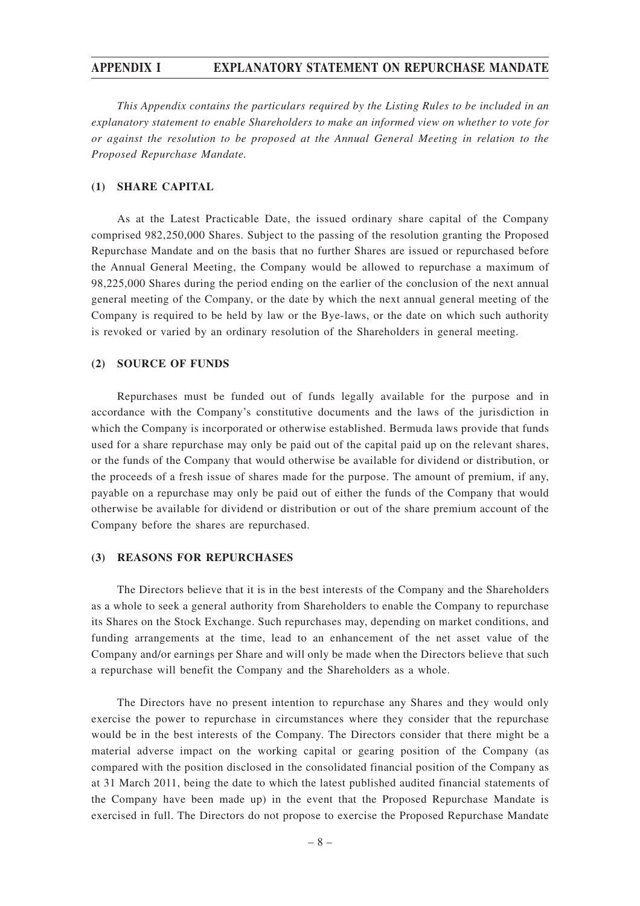*This Appendix contains the particulars required by the Listing Rules to be included in an explanatory statement to enable Shareholders to make an informed view on whether to vote for or against the resolution to be proposed at the Annual General Meeting in relation to the Proposed Repurchase Mandate.*

## (1) SHARE CAPITAL

As at the Latest Practicable Date, the issued ordinary share capital of the Company comprised 982,250,000 Shares. Subject to the passing of the resolution granting the Proposed Repurchase Mandate and on the basis that no further Shares are issued or repurchased before the Annual General Meeting, the Company would be allowed to repurchase a maximum of 98,225,000 Shares during the period ending on the earlier of the conclusion of the next annual general meeting of the Company, or the date by which the next annual general meeting of the Company is required to be held by law or the Bye-laws, or the date on which such authority is revoked or varied by an ordinary resolution of the Shareholders in general meeting.

## (2) SOURCE OF FUNDS

Repurchases must be funded out of funds legally available for the purpose and in accordance with the Company's constitutive documents and the laws of the jurisdiction in which the Company is incorporated or otherwise established. Bermuda laws provide that funds used for a share repurchase may only be paid out of the capital paid up on the relevant shares, or the funds of the Company that would otherwise be available for dividend or distribution, or the proceeds of a fresh issue of shares made for the purpose. The amount of premium, if any, payable on a repurchase may only be paid out of either the funds of the Company that would otherwise be available for dividend or distribution or out of the share premium account of the Company before the shares are repurchased.

## (3) REASONS FOR REPURCHASES

The Directors believe that it is in the best interests of the Company and the Shareholders as a whole to seek a general authority from Shareholders to enable the Company to repurchase its Shares on the Stock Exchange. Such repurchases may, depending on market conditions, and funding arrangements at the time, lead to an enhancement of the net asset value of the Company and/or earnings per Share and will only be made when the Directors believe that such a repurchase will benefit the Company and the Shareholders as a whole.

The Directors have no present intention to repurchase any Shares and they would only exercise the power to repurchase in circumstances where they consider that the repurchase would be in the best interests of the Company. The Directors consider that there might be a material adverse impact on the working capital or gearing position of the Company (as compared with the position disclosed in the consolidated financial position of the Company as at 31 March 2011, being the date to which the latest published audited financial statements of the Company have been made up) in the event that the Proposed Repurchase Mandate is exercised in full. The Directors do not propose to exercise the Proposed Repurchase Mandate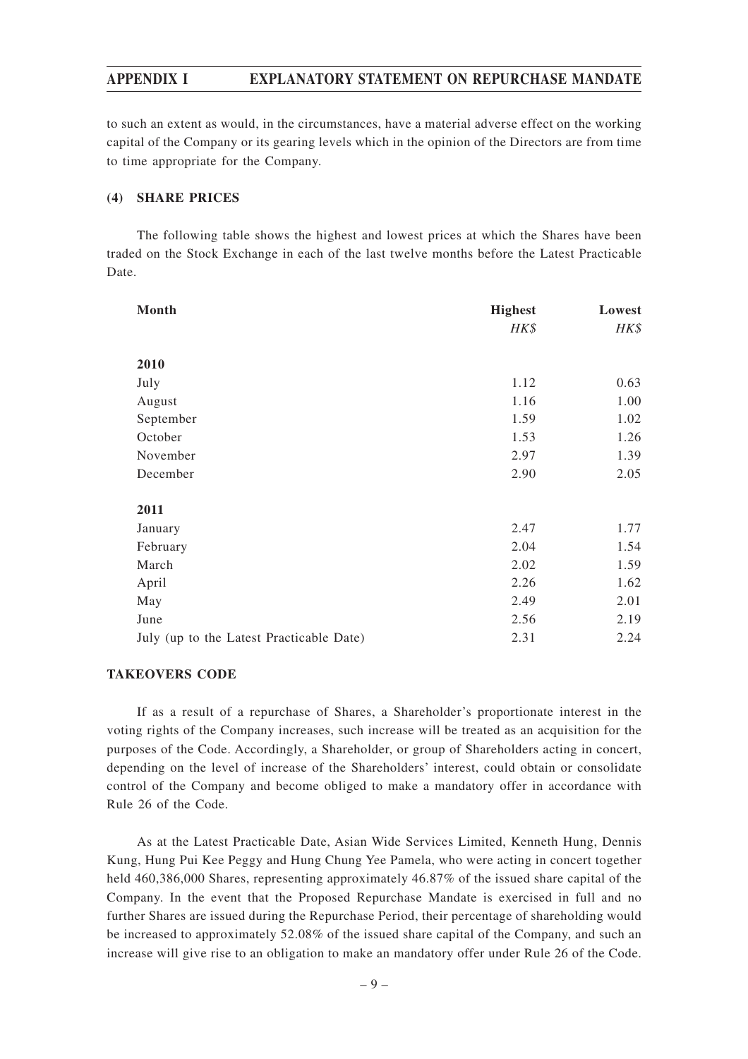to such an extent as would, in the circumstances, have a material adverse effect on the working capital of the Company or its gearing levels which in the opinion of the Directors are from time to time appropriate for the Company.

### (4) SHARE PRICES

The following table shows the highest and lowest prices at which the Shares have been traded on the Stock Exchange in each of the last twelve months before the Latest Practicable Date.

| Month | Highest | Lowest |
|---|---|---|
| | *HK$* | *HK$* |
| **2010** | | |
| July | 1.12 | 0.63 |
| August | 1.16 | 1.00 |
| September | 1.59 | 1.02 |
| October | 1.53 | 1.26 |
| November | 2.97 | 1.39 |
| December | 2.90 | 2.05 |
| **2011** | | |
| January | 2.47 | 1.77 |
| February | 2.04 | 1.54 |
| March | 2.02 | 1.59 |
| April | 2.26 | 1.62 |
| May | 2.49 | 2.01 |
| June | 2.56 | 2.19 |
| July (up to the Latest Practicable Date) | 2.31 | 2.24 |

### TAKEOVERS CODE

If as a result of a repurchase of Shares, a Shareholder's proportionate interest in the voting rights of the Company increases, such increase will be treated as an acquisition for the purposes of the Code. Accordingly, a Shareholder, or group of Shareholders acting in concert, depending on the level of increase of the Shareholders' interest, could obtain or consolidate control of the Company and become obliged to make a mandatory offer in accordance with Rule 26 of the Code.

As at the Latest Practicable Date, Asian Wide Services Limited, Kenneth Hung, Dennis Kung, Hung Pui Kee Peggy and Hung Chung Yee Pamela, who were acting in concert together held 460,386,000 Shares, representing approximately 46.87% of the issued share capital of the Company. In the event that the Proposed Repurchase Mandate is exercised in full and no further Shares are issued during the Repurchase Period, their percentage of shareholding would be increased to approximately 52.08% of the issued share capital of the Company, and such an increase will give rise to an obligation to make an mandatory offer under Rule 26 of the Code.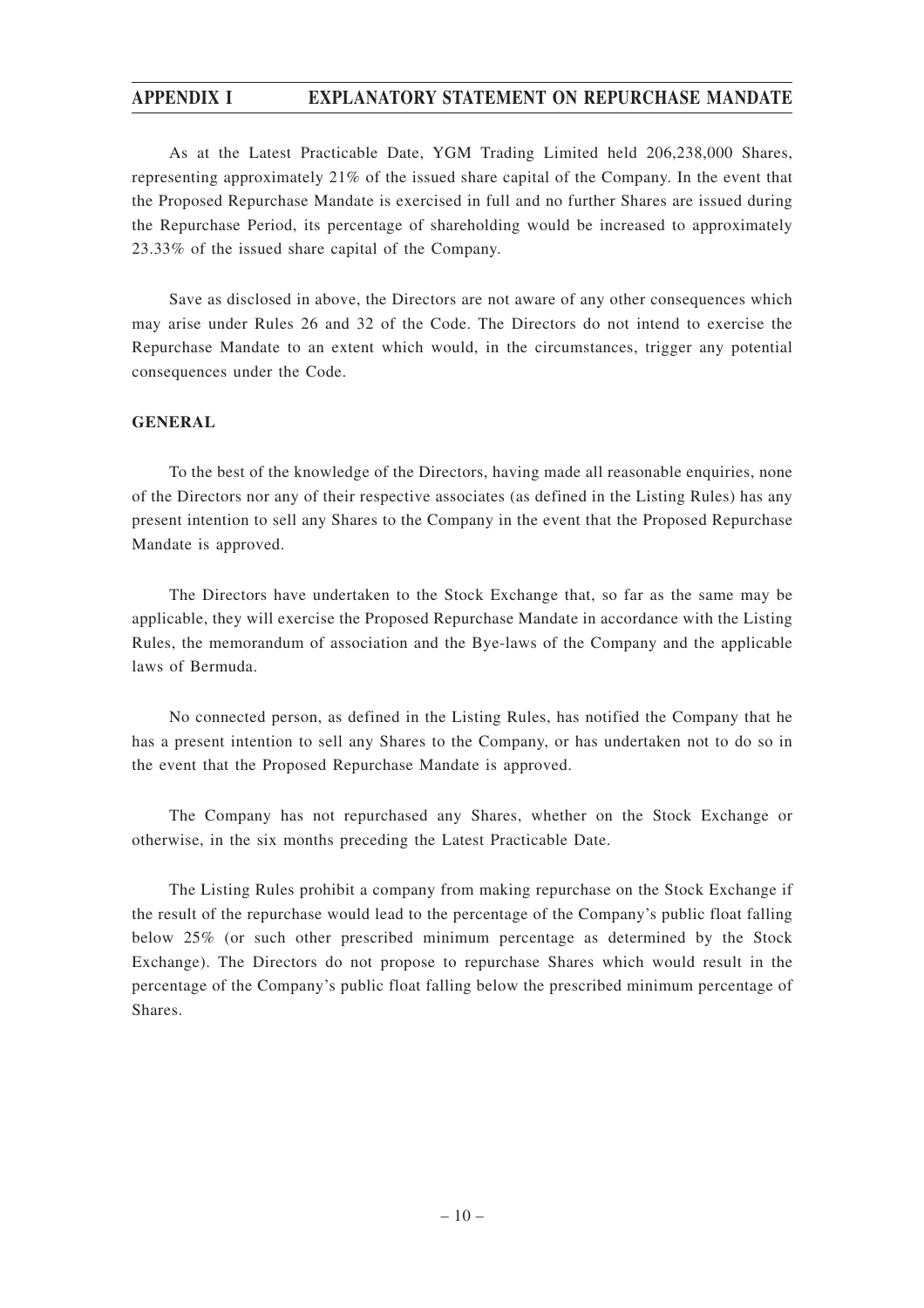As at the Latest Practicable Date, YGM Trading Limited held 206,238,000 Shares, representing approximately 21% of the issued share capital of the Company. In the event that the Proposed Repurchase Mandate is exercised in full and no further Shares are issued during the Repurchase Period, its percentage of shareholding would be increased to approximately 23.33% of the issued share capital of the Company.

Save as disclosed in above, the Directors are not aware of any other consequences which may arise under Rules 26 and 32 of the Code. The Directors do not intend to exercise the Repurchase Mandate to an extent which would, in the circumstances, trigger any potential consequences under the Code.

## GENERAL

To the best of the knowledge of the Directors, having made all reasonable enquiries, none of the Directors nor any of their respective associates (as defined in the Listing Rules) has any present intention to sell any Shares to the Company in the event that the Proposed Repurchase Mandate is approved.

The Directors have undertaken to the Stock Exchange that, so far as the same may be applicable, they will exercise the Proposed Repurchase Mandate in accordance with the Listing Rules, the memorandum of association and the Bye-laws of the Company and the applicable laws of Bermuda.

No connected person, as defined in the Listing Rules, has notified the Company that he has a present intention to sell any Shares to the Company, or has undertaken not to do so in the event that the Proposed Repurchase Mandate is approved.

The Company has not repurchased any Shares, whether on the Stock Exchange or otherwise, in the six months preceding the Latest Practicable Date.

The Listing Rules prohibit a company from making repurchase on the Stock Exchange if the result of the repurchase would lead to the percentage of the Company's public float falling below 25% (or such other prescribed minimum percentage as determined by the Stock Exchange). The Directors do not propose to repurchase Shares which would result in the percentage of the Company's public float falling below the prescribed minimum percentage of Shares.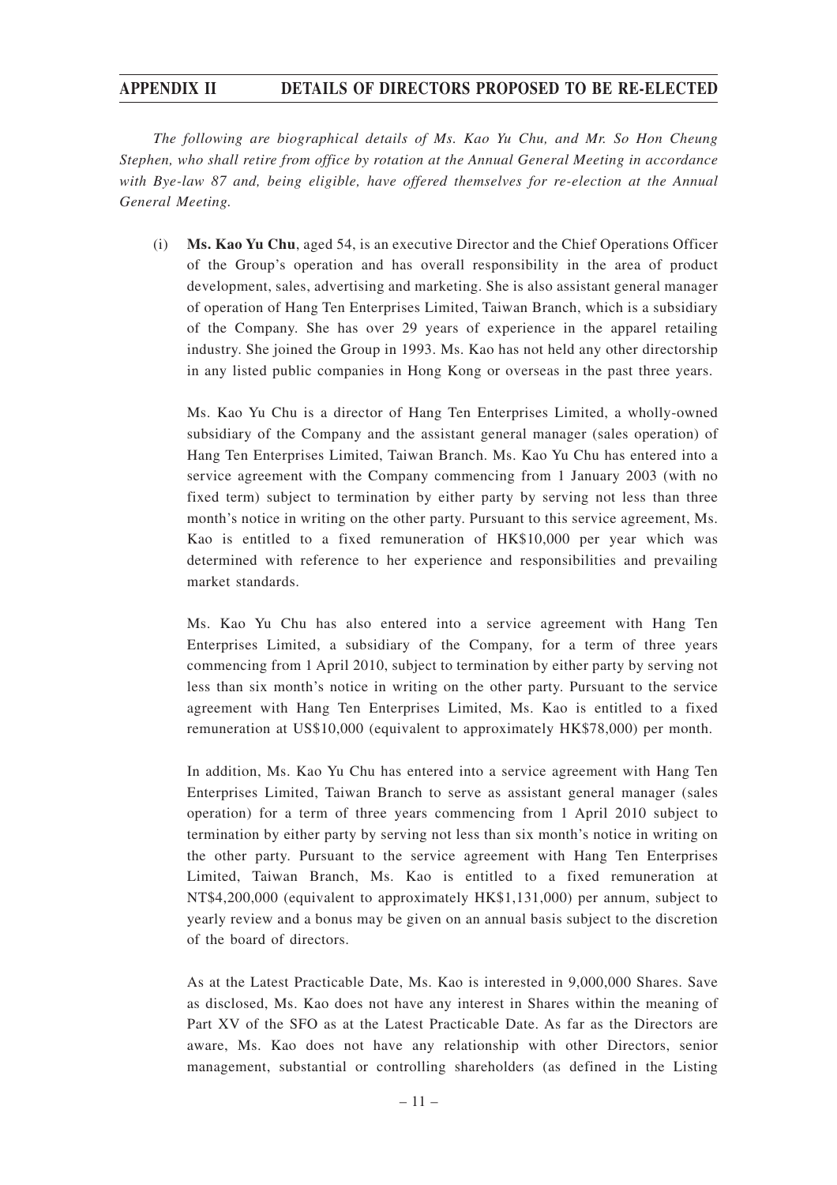The following are biographical details of Ms. Kao Yu Chu, and Mr. So Hon Cheung Stephen, who shall retire from office by rotation at the Annual General Meeting in accordance with Bye-law 87 and, being eligible, have offered themselves for re-election at the Annual General Meeting.

(i) **Ms. Kao Yu Chu**, aged 54, is an executive Director and the Chief Operations Officer of the Group's operation and has overall responsibility in the area of product development, sales, advertising and marketing. She is also assistant general manager of operation of Hang Ten Enterprises Limited, Taiwan Branch, which is a subsidiary of the Company. She has over 29 years of experience in the apparel retailing industry. She joined the Group in 1993. Ms. Kao has not held any other directorship in any listed public companies in Hong Kong or overseas in the past three years.

Ms. Kao Yu Chu is a director of Hang Ten Enterprises Limited, a wholly-owned subsidiary of the Company and the assistant general manager (sales operation) of Hang Ten Enterprises Limited, Taiwan Branch. Ms. Kao Yu Chu has entered into a service agreement with the Company commencing from 1 January 2003 (with no fixed term) subject to termination by either party by serving not less than three month's notice in writing on the other party. Pursuant to this service agreement, Ms. Kao is entitled to a fixed remuneration of HK$10,000 per year which was determined with reference to her experience and responsibilities and prevailing market standards.

Ms. Kao Yu Chu has also entered into a service agreement with Hang Ten Enterprises Limited, a subsidiary of the Company, for a term of three years commencing from 1 April 2010, subject to termination by either party by serving not less than six month's notice in writing on the other party. Pursuant to the service agreement with Hang Ten Enterprises Limited, Ms. Kao is entitled to a fixed remuneration at US$10,000 (equivalent to approximately HK$78,000) per month.

In addition, Ms. Kao Yu Chu has entered into a service agreement with Hang Ten Enterprises Limited, Taiwan Branch to serve as assistant general manager (sales operation) for a term of three years commencing from 1 April 2010 subject to termination by either party by serving not less than six month's notice in writing on the other party. Pursuant to the service agreement with Hang Ten Enterprises Limited, Taiwan Branch, Ms. Kao is entitled to a fixed remuneration at NT$4,200,000 (equivalent to approximately HK$1,131,000) per annum, subject to yearly review and a bonus may be given on an annual basis subject to the discretion of the board of directors.

As at the Latest Practicable Date, Ms. Kao is interested in 9,000,000 Shares. Save as disclosed, Ms. Kao does not have any interest in Shares within the meaning of Part XV of the SFO as at the Latest Practicable Date. As far as the Directors are aware, Ms. Kao does not have any relationship with other Directors, senior management, substantial or controlling shareholders (as defined in the Listing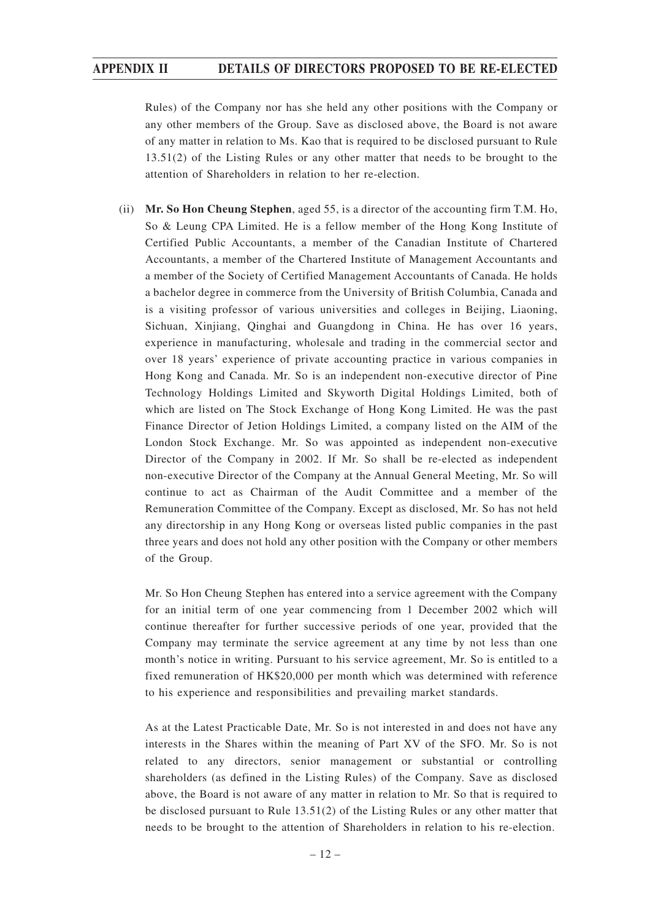Rules) of the Company nor has she held any other positions with the Company or any other members of the Group. Save as disclosed above, the Board is not aware of any matter in relation to Ms. Kao that is required to be disclosed pursuant to Rule 13.51(2) of the Listing Rules or any other matter that needs to be brought to the attention of Shareholders in relation to her re-election.

(ii) **Mr. So Hon Cheung Stephen**, aged 55, is a director of the accounting firm T.M. Ho, So & Leung CPA Limited. He is a fellow member of the Hong Kong Institute of Certified Public Accountants, a member of the Canadian Institute of Chartered Accountants, a member of the Chartered Institute of Management Accountants and a member of the Society of Certified Management Accountants of Canada. He holds a bachelor degree in commerce from the University of British Columbia, Canada and is a visiting professor of various universities and colleges in Beijing, Liaoning, Sichuan, Xinjiang, Qinghai and Guangdong in China. He has over 16 years, experience in manufacturing, wholesale and trading in the commercial sector and over 18 years' experience of private accounting practice in various companies in Hong Kong and Canada. Mr. So is an independent non-executive director of Pine Technology Holdings Limited and Skyworth Digital Holdings Limited, both of which are listed on The Stock Exchange of Hong Kong Limited. He was the past Finance Director of Jetion Holdings Limited, a company listed on the AIM of the London Stock Exchange. Mr. So was appointed as independent non-executive Director of the Company in 2002. If Mr. So shall be re-elected as independent non-executive Director of the Company at the Annual General Meeting, Mr. So will continue to act as Chairman of the Audit Committee and a member of the Remuneration Committee of the Company. Except as disclosed, Mr. So has not held any directorship in any Hong Kong or overseas listed public companies in the past three years and does not hold any other position with the Company or other members of the Group.

Mr. So Hon Cheung Stephen has entered into a service agreement with the Company for an initial term of one year commencing from 1 December 2002 which will continue thereafter for further successive periods of one year, provided that the Company may terminate the service agreement at any time by not less than one month's notice in writing. Pursuant to his service agreement, Mr. So is entitled to a fixed remuneration of HK$20,000 per month which was determined with reference to his experience and responsibilities and prevailing market standards.

As at the Latest Practicable Date, Mr. So is not interested in and does not have any interests in the Shares within the meaning of Part XV of the SFO. Mr. So is not related to any directors, senior management or substantial or controlling shareholders (as defined in the Listing Rules) of the Company. Save as disclosed above, the Board is not aware of any matter in relation to Mr. So that is required to be disclosed pursuant to Rule 13.51(2) of the Listing Rules or any other matter that needs to be brought to the attention of Shareholders in relation to his re-election.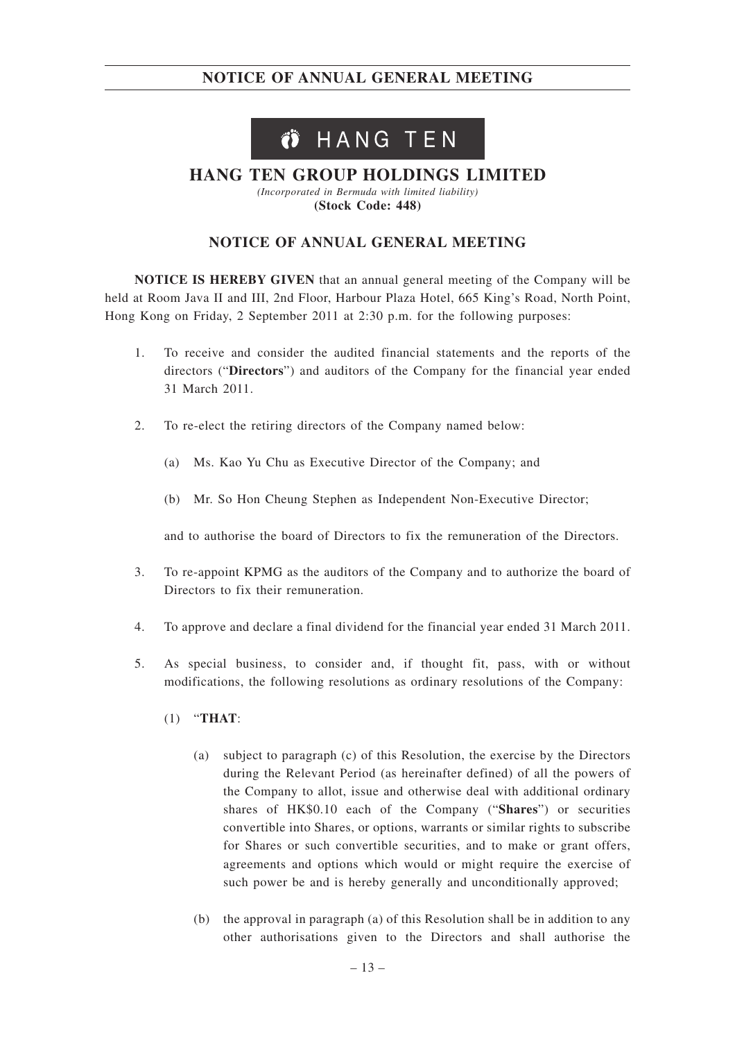**HANG TEN**

# HANG TEN GROUP HOLDINGS LIMITED

*(Incorporated in Bermuda with limited liability)*

**(Stock Code: 448)**

## NOTICE OF ANNUAL GENERAL MEETING

**NOTICE IS HEREBY GIVEN** that an annual general meeting of the Company will be held at Room Java II and III, 2nd Floor, Harbour Plaza Hotel, 665 King's Road, North Point, Hong Kong on Friday, 2 September 2011 at 2:30 p.m. for the following purposes:

1. To receive and consider the audited financial statements and the reports of the directors ("**Directors**") and auditors of the Company for the financial year ended 31 March 2011.

2. To re-elect the retiring directors of the Company named below:

   (a) Ms. Kao Yu Chu as Executive Director of the Company; and

   (b) Mr. So Hon Cheung Stephen as Independent Non-Executive Director;

   and to authorise the board of Directors to fix the remuneration of the Directors.

3. To re-appoint KPMG as the auditors of the Company and to authorize the board of Directors to fix their remuneration.

4. To approve and declare a final dividend for the financial year ended 31 March 2011.

5. As special business, to consider and, if thought fit, pass, with or without modifications, the following resolutions as ordinary resolutions of the Company:

   (1) "**THAT**:

   (a) subject to paragraph (c) of this Resolution, the exercise by the Directors during the Relevant Period (as hereinafter defined) of all the powers of the Company to allot, issue and otherwise deal with additional ordinary shares of HK$0.10 each of the Company ("**Shares**") or securities convertible into Shares, or options, warrants or similar rights to subscribe for Shares or such convertible securities, and to make or grant offers, agreements and options which would or might require the exercise of such power be and is hereby generally and unconditionally approved;

   (b) the approval in paragraph (a) of this Resolution shall be in addition to any other authorisations given to the Directors and shall authorise the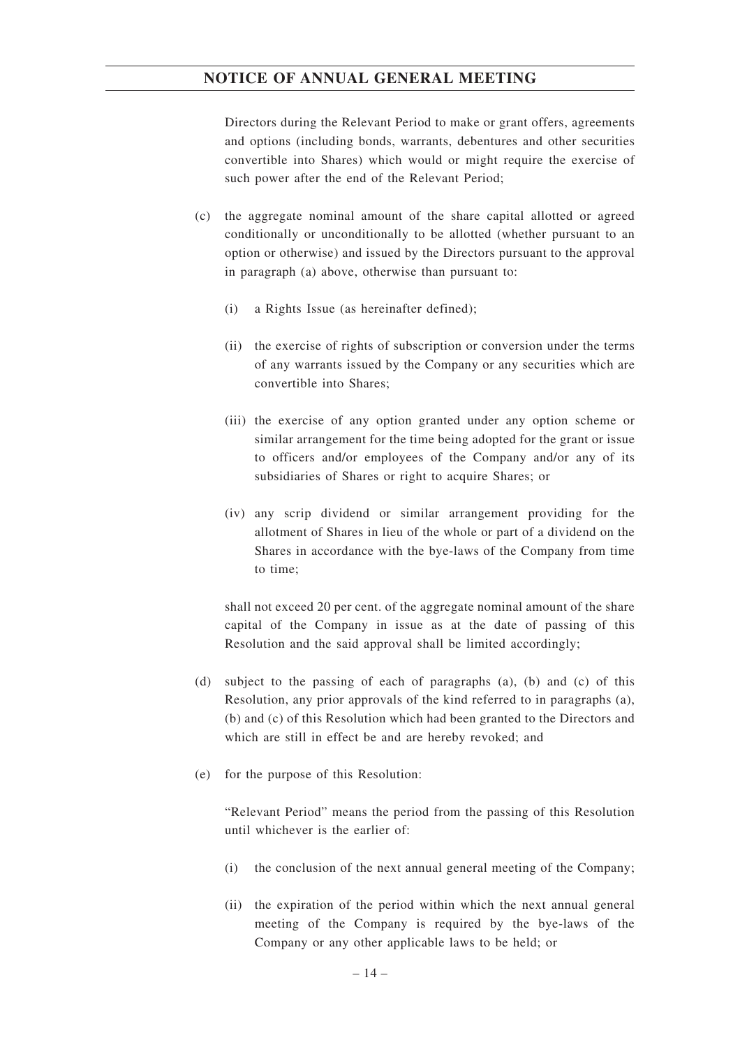Directors during the Relevant Period to make or grant offers, agreements and options (including bonds, warrants, debentures and other securities convertible into Shares) which would or might require the exercise of such power after the end of the Relevant Period;

(c) the aggregate nominal amount of the share capital allotted or agreed conditionally or unconditionally to be allotted (whether pursuant to an option or otherwise) and issued by the Directors pursuant to the approval in paragraph (a) above, otherwise than pursuant to:

  (i) a Rights Issue (as hereinafter defined);

  (ii) the exercise of rights of subscription or conversion under the terms of any warrants issued by the Company or any securities which are convertible into Shares;

  (iii) the exercise of any option granted under any option scheme or similar arrangement for the time being adopted for the grant or issue to officers and/or employees of the Company and/or any of its subsidiaries of Shares or right to acquire Shares; or

  (iv) any scrip dividend or similar arrangement providing for the allotment of Shares in lieu of the whole or part of a dividend on the Shares in accordance with the bye-laws of the Company from time to time;

shall not exceed 20 per cent. of the aggregate nominal amount of the share capital of the Company in issue as at the date of passing of this Resolution and the said approval shall be limited accordingly;

(d) subject to the passing of each of paragraphs (a), (b) and (c) of this Resolution, any prior approvals of the kind referred to in paragraphs (a), (b) and (c) of this Resolution which had been granted to the Directors and which are still in effect be and are hereby revoked; and

(e) for the purpose of this Resolution:

"Relevant Period" means the period from the passing of this Resolution until whichever is the earlier of:

  (i) the conclusion of the next annual general meeting of the Company;

  (ii) the expiration of the period within which the next annual general meeting of the Company is required by the bye-laws of the Company or any other applicable laws to be held; or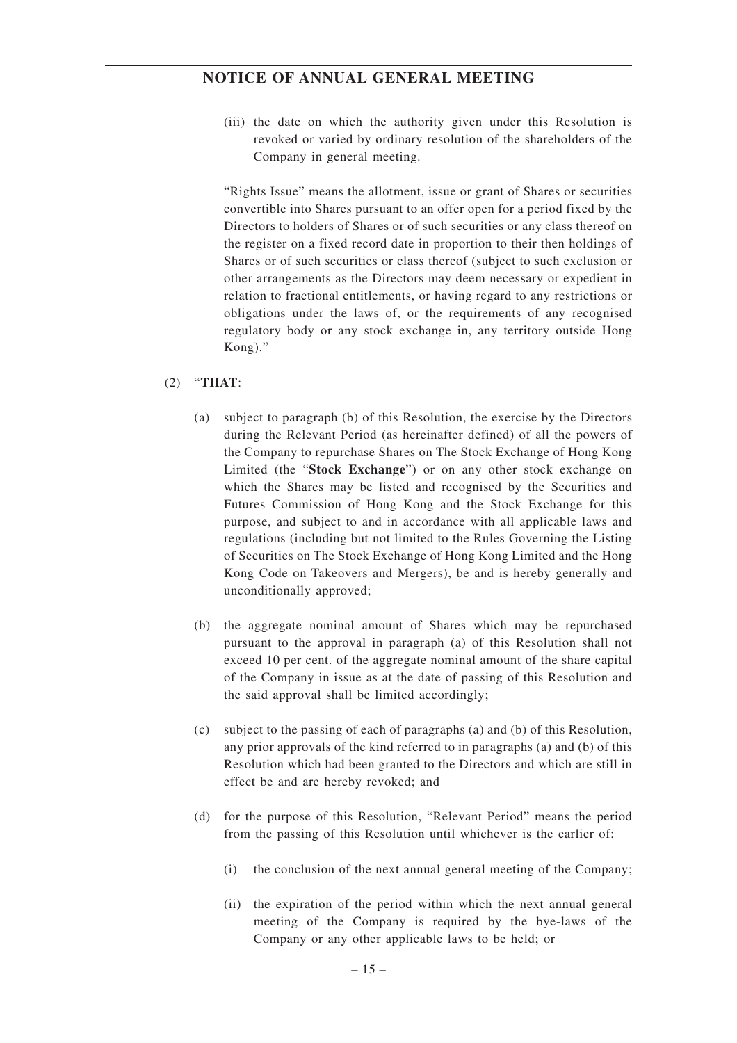(iii) the date on which the authority given under this Resolution is revoked or varied by ordinary resolution of the shareholders of the Company in general meeting.

"Rights Issue" means the allotment, issue or grant of Shares or securities convertible into Shares pursuant to an offer open for a period fixed by the Directors to holders of Shares or of such securities or any class thereof on the register on a fixed record date in proportion to their then holdings of Shares or of such securities or class thereof (subject to such exclusion or other arrangements as the Directors may deem necessary or expedient in relation to fractional entitlements, or having regard to any restrictions or obligations under the laws of, or the requirements of any recognised regulatory body or any stock exchange in, any territory outside Hong Kong)."

(2) "**THAT**:

(a) subject to paragraph (b) of this Resolution, the exercise by the Directors during the Relevant Period (as hereinafter defined) of all the powers of the Company to repurchase Shares on The Stock Exchange of Hong Kong Limited (the "**Stock Exchange**") or on any other stock exchange on which the Shares may be listed and recognised by the Securities and Futures Commission of Hong Kong and the Stock Exchange for this purpose, and subject to and in accordance with all applicable laws and regulations (including but not limited to the Rules Governing the Listing of Securities on The Stock Exchange of Hong Kong Limited and the Hong Kong Code on Takeovers and Mergers), be and is hereby generally and unconditionally approved;

(b) the aggregate nominal amount of Shares which may be repurchased pursuant to the approval in paragraph (a) of this Resolution shall not exceed 10 per cent. of the aggregate nominal amount of the share capital of the Company in issue as at the date of passing of this Resolution and the said approval shall be limited accordingly;

(c) subject to the passing of each of paragraphs (a) and (b) of this Resolution, any prior approvals of the kind referred to in paragraphs (a) and (b) of this Resolution which had been granted to the Directors and which are still in effect be and are hereby revoked; and

(d) for the purpose of this Resolution, "Relevant Period" means the period from the passing of this Resolution until whichever is the earlier of:

(i) the conclusion of the next annual general meeting of the Company;

(ii) the expiration of the period within which the next annual general meeting of the Company is required by the bye-laws of the Company or any other applicable laws to be held; or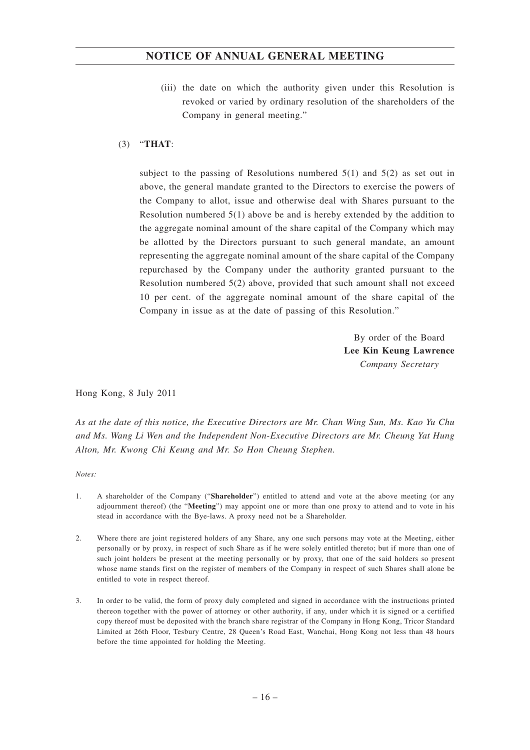(iii) the date on which the authority given under this Resolution is revoked or varied by ordinary resolution of the shareholders of the Company in general meeting."

(3) "**THAT**:

subject to the passing of Resolutions numbered 5(1) and 5(2) as set out in above, the general mandate granted to the Directors to exercise the powers of the Company to allot, issue and otherwise deal with Shares pursuant to the Resolution numbered 5(1) above be and is hereby extended by the addition to the aggregate nominal amount of the share capital of the Company which may be allotted by the Directors pursuant to such general mandate, an amount representing the aggregate nominal amount of the share capital of the Company repurchased by the Company under the authority granted pursuant to the Resolution numbered 5(2) above, provided that such amount shall not exceed 10 per cent. of the aggregate nominal amount of the share capital of the Company in issue as at the date of passing of this Resolution."

By order of the Board
**Lee Kin Keung Lawrence**
*Company Secretary*

Hong Kong, 8 July 2011

*As at the date of this notice, the Executive Directors are Mr. Chan Wing Sun, Ms. Kao Yu Chu and Ms. Wang Li Wen and the Independent Non-Executive Directors are Mr. Cheung Yat Hung Alton, Mr. Kwong Chi Keung and Mr. So Hon Cheung Stephen.*

*Notes:*

1. A shareholder of the Company ("**Shareholder**") entitled to attend and vote at the above meeting (or any adjournment thereof) (the "**Meeting**") may appoint one or more than one proxy to attend and to vote in his stead in accordance with the Bye-laws. A proxy need not be a Shareholder.

2. Where there are joint registered holders of any Share, any one such persons may vote at the Meeting, either personally or by proxy, in respect of such Share as if he were solely entitled thereto; but if more than one of such joint holders be present at the meeting personally or by proxy, that one of the said holders so present whose name stands first on the register of members of the Company in respect of such Shares shall alone be entitled to vote in respect thereof.

3. In order to be valid, the form of proxy duly completed and signed in accordance with the instructions printed thereon together with the power of attorney or other authority, if any, under which it is signed or a certified copy thereof must be deposited with the branch share registrar of the Company in Hong Kong, Tricor Standard Limited at 26th Floor, Tesbury Centre, 28 Queen's Road East, Wanchai, Hong Kong not less than 48 hours before the time appointed for holding the Meeting.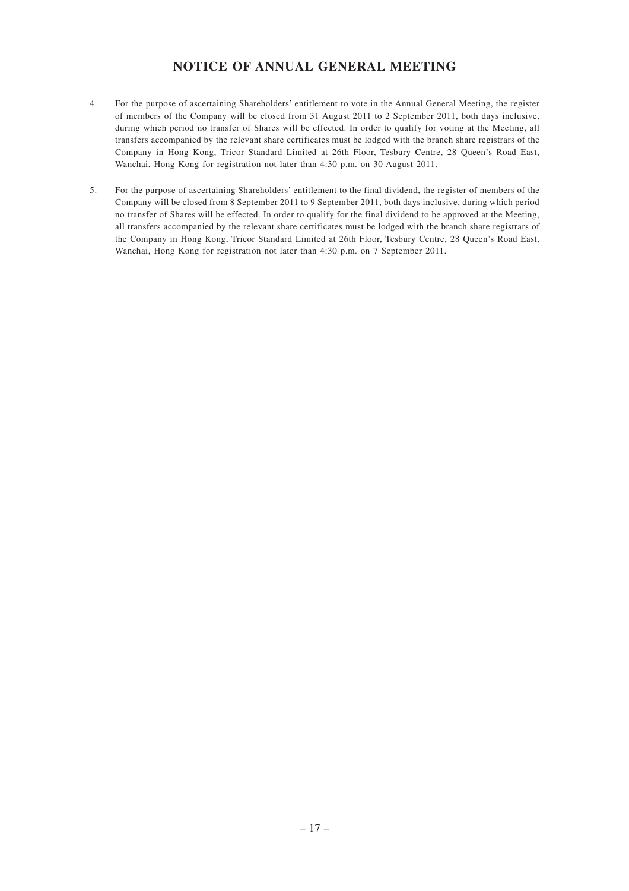# NOTICE OF ANNUAL GENERAL MEETING

4. For the purpose of ascertaining Shareholders' entitlement to vote in the Annual General Meeting, the register of members of the Company will be closed from 31 August 2011 to 2 September 2011, both days inclusive, during which period no transfer of Shares will be effected. In order to qualify for voting at the Meeting, all transfers accompanied by the relevant share certificates must be lodged with the branch share registrars of the Company in Hong Kong, Tricor Standard Limited at 26th Floor, Tesbury Centre, 28 Queen's Road East, Wanchai, Hong Kong for registration not later than 4:30 p.m. on 30 August 2011.

5. For the purpose of ascertaining Shareholders' entitlement to the final dividend, the register of members of the Company will be closed from 8 September 2011 to 9 September 2011, both days inclusive, during which period no transfer of Shares will be effected. In order to qualify for the final dividend to be approved at the Meeting, all transfers accompanied by the relevant share certificates must be lodged with the branch share registrars of the Company in Hong Kong, Tricor Standard Limited at 26th Floor, Tesbury Centre, 28 Queen's Road East, Wanchai, Hong Kong for registration not later than 4:30 p.m. on 7 September 2011.